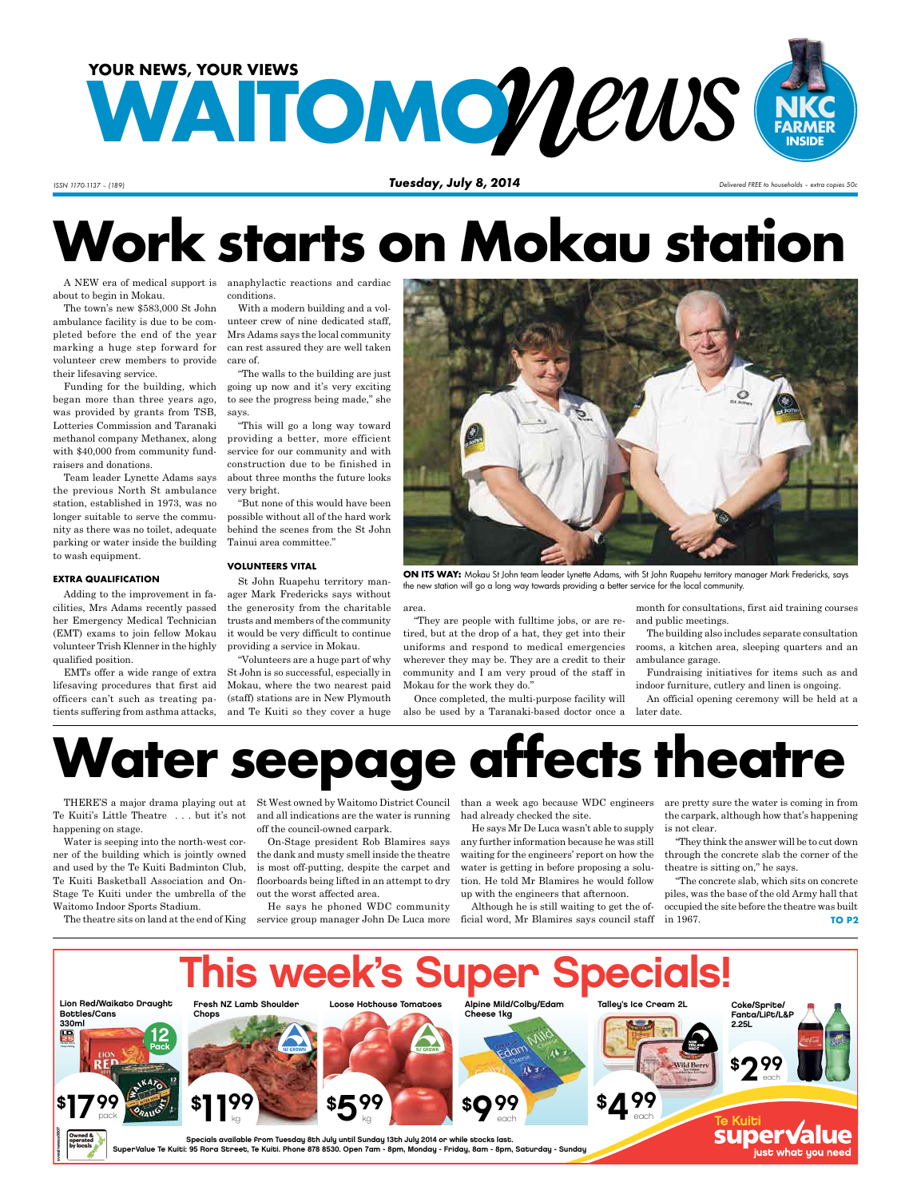YOUR NEWS, YOUR VIEWS

# WAITOMO News

NKC FARMER INSIDE

ISSN 1170-1137 – (189) **Tuesday, July 8, 2014** Delivered FREE to households – extra copies 50c

# Work starts on Mokau station

A NEW era of medical support is about to begin in Mokau.

The town's new $583,000 St John ambulance facility is due to be completed before the end of the year marking a huge step forward for volunteer crew members to provide their lifesaving service.

Funding for the building, which began more than three years ago, was provided by grants from TSB, Lotteries Commission and Taranaki methanol company Methanex, along with $40,000 from community fundraisers and donations.

Team leader Lynette Adams says the previous North St ambulance station, established in 1973, was no longer suitable to serve the community as there was no toilet, adequate parking or water inside the building to wash equipment.

### EXTRA QUALIFICATION

Adding to the improvement in facilities, Mrs Adams recently passed her Emergency Medical Technician (EMT) exams to join fellow Mokau volunteer Trish Klenner in the highly qualified position.

EMTs offer a wide range of extra lifesaving procedures that first aid officers can't such as treating patients suffering from asthma attacks, anaphylactic reactions and cardiac conditions.

With a modern building and a volunteer crew of nine dedicated staff, Mrs Adams says the local community can rest assured they are well taken care of.

"The walls to the building are just going up now and it's very exciting to see the progress being made," she says.

"This will go a long way toward providing a better, more efficient service for our community and with construction due to be finished in about three months the future looks very bright.

"But none of this would have been possible without all of the hard work behind the scenes from the St John Tainui area committee."

### VOLUNTEERS VITAL

St John Ruapehu territory manager Mark Fredericks says without the generosity from the charitable trusts and members of the community it would be very difficult to continue providing a service in Mokau.

"Volunteers are a huge part of why St John is so successful, especially in Mokau, where the two nearest paid (staff) stations are in New Plymouth and Te Kuiti so they cover a huge area.

"They are people with fulltime jobs, or are retired, but at the drop of a hat, they get into their uniforms and respond to medical emergencies wherever they may be. They are a credit to their community and I am very proud of the staff in Mokau for the work they do."

Once completed, the multi-purpose facility will also be used by a Taranaki-based doctor once a month for consultations, first aid training courses and public meetings.

The building also includes separate consultation rooms, a kitchen area, sleeping quarters and an ambulance garage.

Fundraising initiatives for items such as and indoor furniture, cutlery and linen is ongoing.

An official opening ceremony will be held at a later date.

**ON ITS WAY:** Mokau St John team leader Lynette Adams, with St John Ruapehu territory manager Mark Fredericks, says the new station will go a long way towards providing a better service for the local community.

# Water seepage affects theatre

THERE'S a major drama playing out at Te Kuiti's Little Theatre . . . but it's not happening on stage.

Water is seeping into the north-west corner of the building which is jointly owned and used by the Te Kuiti Badminton Club, Te Kuiti Basketball Association and On-Stage Te Kuiti under the umbrella of the Waitomo Indoor Sports Stadium.

The theatre sits on land at the end of King St West owned by Waitomo District Council and all indications are the water is running off the council-owned carpark.

On-Stage president Rob Blamires says the dank and musty smell inside the theatre is most off-putting, despite the carpet and floorboards being lifted in an attempt to dry out the worst affected area.

He says he phoned WDC community service group manager John De Luca more than a week ago because WDC engineers had already checked the site.

He says Mr De Luca wasn't able to supply any further information because he was still waiting for the engineers' report on how the water is getting in before proposing a solution. He told Mr Blamires he would follow up with the engineers that afternoon.

Although he is still waiting to get the official word, Mr Blamires says council staff are pretty sure the water is coming in from the carpark, although how that's happening is not clear.

"They think the answer will be to cut down through the concrete slab the corner of the theatre is sitting on," he says.

"The concrete slab, which sits on concrete piles, was the base of the old Army hall that occupied the site before the theatre was built in 1967. **TO P2**

## This week's Super Specials!

| Item | Price |
|---|---|
| Lion Red/Waikato Draught Bottles/Cans 330ml (12 Pack) | $17.99 pack |
| Fresh NZ Lamb Shoulder Chops | $11.99 kg |
| Loose Hothouse Tomatoes | $5.99 kg |
| Alpine Mild/Colby/Edam Cheese 1kg | $9.99 each |
| Talley's Ice Cream 2L | $4.99 each |
| Coke/Sprite/Fanta/Lift/L&P 2.25L | $2.99 each |

Specials available from Tuesday 8th July until Sunday 13th July 2014 or while stocks last.
SuperValue Te Kuiti: 95 Rora Street, Te Kuiti. Phone 878 8530. Open 7am - 8pm, Monday - Friday, 8am - 8pm, Saturday - Sunday

Owned & operated by locals

Te Kuiti supervalue – just what you need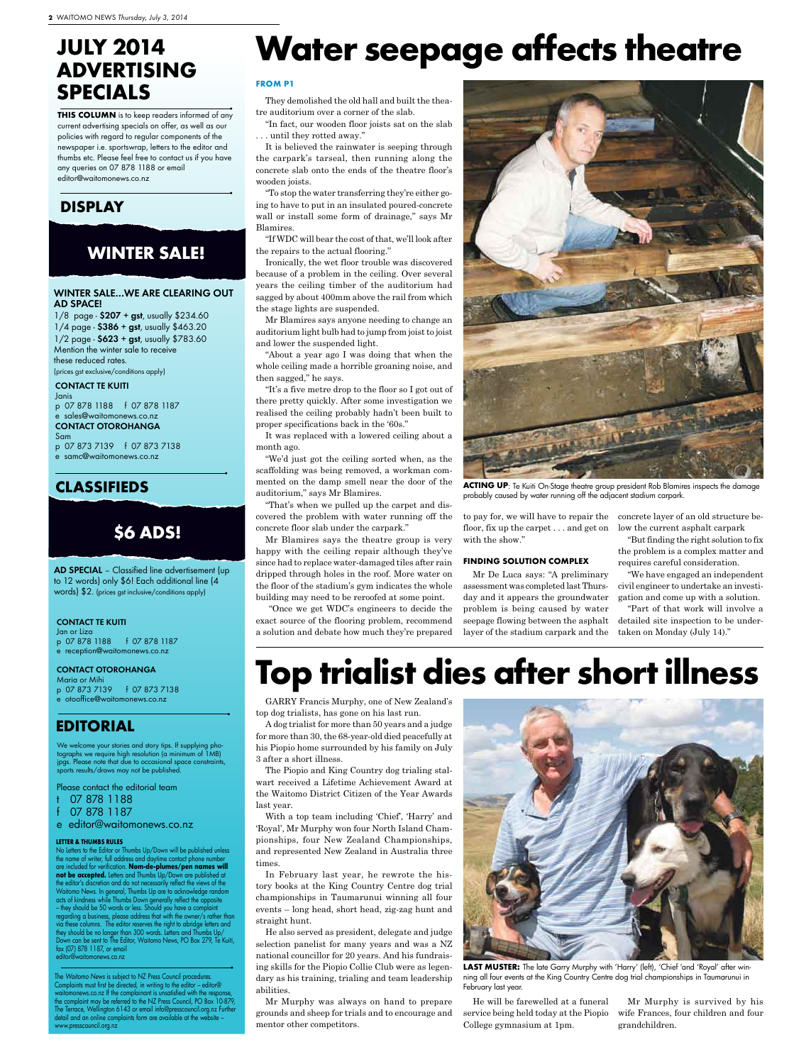# JULY 2014 ADVERTISING SPECIALS

**THIS COLUMN** is to keep readers informed of any current advertising specials on offer, as well as our policies with regard to regular components of the newspaper i.e. sportswrap, letters to the editor and thumbs etc. Please feel free to contact us if you have any queries on 07 878 1188 or email editor@waitomonews.co.nz

## DISPLAY

### WINTER SALE!

**WINTER SALE...WE ARE CLEARING OUT AD SPACE!**

1/8 page - **$207 + gst**, usually $234.60
1/4 page - **$386 + gst**, usually $463.20
1/2 page - **$623 + gst**, usually $783.60
Mention the winter sale to receive these reduced rates.
(prices gst exclusive/conditions apply)

**CONTACT TE KUITI**
Janis
p 07 878 1188 f 07 878 1187
e sales@waitomonews.co.nz

**CONTACT OTOROHANGA**
Sam
p 07 873 7139 f 07 873 7138
e samc@waitomonews.co.nz

## CLASSIFIEDS

### $6 ADS!

**AD SPECIAL** – Classified line advertisement (up to 12 words) only $6! Each additional line (4 words) $2. (prices gst inclusive/conditions apply)

**CONTACT TE KUITI**
Jan or Liza
p 07 878 1188 f 07 878 1187
e reception@waitomonews.co.nz

**CONTACT OTOROHANGA**
Maria or Mihi
p 07 873 7139 f 07 873 7138
e otooffice@waitomonews.co.nz

## EDITORIAL

We welcome your stories and story tips. If supplying photographs we require high resolution (a minimum of 1MB) jpgs. Please note that due to occasional space constraints, sports results/draws may not be published.

Please contact the editorial team
t 07 878 1188
f 07 878 1187
e editor@waitomonews.co.nz

**LETTER & THUMBS RULES**

No Letters to the Editor or Thumbs Up/Down will be published unless the name of writer, full address and daytime contact phone number are included for verification. **Nom-de-plumes/pen names will not be accepted.** Letters and Thumbs Up/Down are published at the editor's discretion and do not necessarily reflect the views of the Waitomo News. In general, Thumbs Up are to acknowledge random acts of kindness while Thumbs Down generally reflect the opposite – they should be 50 words or less. Should you have a complaint regarding a business, please address that with the owner's rather than via these columns. The editor reserves the right to abridge letters and they should be no longer than 300 words. Letters and Thumbs Up/Down can be sent to The Editor, Waitomo News, PO Box 279, Te Kuiti, fax (07) 878 1187, or email editor@waitomonews.co.nz

The *Waitomo News* is subject to NZ Press Council procedures. Complaints must first be directed, in writing to the editor – editor@waitomonews.co.nz If the complainant is unsatisfied with the response, the complaint may be referred to the NZ Press Council, PO Box 10-879, The Terrace, Wellington 6143 or email info@presscouncil.org.nz Further detail and an online complaints form are available at the website – www.presscouncil.org.nz

# Water seepage affects theatre

**FROM P1**

They demolished the old hall and built the theatre auditorium over a corner of the slab.

"In fact, our wooden floor joists sat on the slab . . . until they rotted away."

It is believed the rainwater is seeping through the carpark's tarseal, then running along the concrete slab onto the ends of the theatre floor's wooden joists.

"To stop the water transferring they're either going to have to put in an insulated poured-concrete wall or install some form of drainage," says Mr Blamires.

"If WDC will bear the cost of that, we'll look after the repairs to the actual flooring."

Ironically, the wet floor trouble was discovered because of a problem in the ceiling. Over several years the ceiling timber of the auditorium had sagged by about 400mm above the rail from which the stage lights are suspended.

Mr Blamires says anyone needing to change an auditorium light bulb had to jump from joist to joist and lower the suspended light.

"About a year ago I was doing that when the whole ceiling made a horrible groaning noise, and then sagged," he says.

"It's a five metre drop to the floor so I got out of there pretty quickly. After some investigation we realised the ceiling probably hadn't been built to proper specifications back in the '60s."

It was replaced with a lowered ceiling about a month ago.

"We'd just got the ceiling sorted when, as the scaffolding was being removed, a workman commented on the damp smell near the door of the auditorium," says Mr Blamires.

"That's when we pulled up the carpet and discovered the problem with water running off the concrete floor slab under the carpark."

Mr Blamires says the theatre group is very happy with the ceiling repair although they've since had to replace water-damaged tiles after rain dripped through holes in the roof. More water on the floor of the stadium's gym indicates the whole building may need to be reroofed at some point.

"Once we get WDC's engineers to decide the exact source of the flooring problem, recommend a solution and debate how much they're prepared to pay for, we will have to repair the floor, fix up the carpet . . . and get on with the show."

**ACTING UP**: Te Kuiti On-Stage theatre group president Rob Blamires inspects the damage probably caused by water running off the adjacent stadium carpark.

### FINDING SOLUTION COMPLEX

Mr De Luca says: "A preliminary assessment was completed last Thursday and it appears the groundwater problem is being caused by water seepage flowing between the asphalt layer of the stadium carpark and the concrete layer of an old structure below the current asphalt carpark

"But finding the right solution to fix the problem is a complex matter and requires careful consideration.

"We have engaged an independent civil engineer to undertake an investigation and come up with a solution.

"Part of that work will involve a detailed site inspection to be undertaken on Monday (July 14)."

# Top trialist dies after short illness

GARRY Francis Murphy, one of New Zealand's top dog trialists, has gone on his last run.

A dog trialist for more than 50 years and a judge for more than 30, the 68-year-old died peacefully at his Piopio home surrounded by his family on July 3 after a short illness.

The Piopio and King Country dog trialing stalwart received a Lifetime Achievement Award at the Waitomo District Citizen of the Year Awards last year.

With a top team including 'Chief', 'Harry' and 'Royal', Mr Murphy won four North Island Championships, four New Zealand Championships, and represented New Zealand in Australia three times.

In February last year, he rewrote the history books at the King Country Centre dog trial championships in Taumarunui winning all four events – long head, short head, zig-zag hunt and straight hunt.

He also served as president, delegate and judge selection panelist for many years and was a NZ national councillor for 20 years. And his fundraising skills for the Piopio Collie Club were as legendary as his training, trialing and team leadership abilities.

Mr Murphy was always on hand to prepare grounds and sheep for trials and to encourage and mentor other competitors.

**LAST MUSTER:** The late Garry Murphy with 'Harry' (left), 'Chief 'and 'Royal' after winning all four events at the King Country Centre dog trial championships in Taumarunui in February last year.

He will be farewelled at a funeral service being held today at the Piopio College gymnasium at 1pm.

Mr Murphy is survived by his wife Frances, four children and four grandchildren.